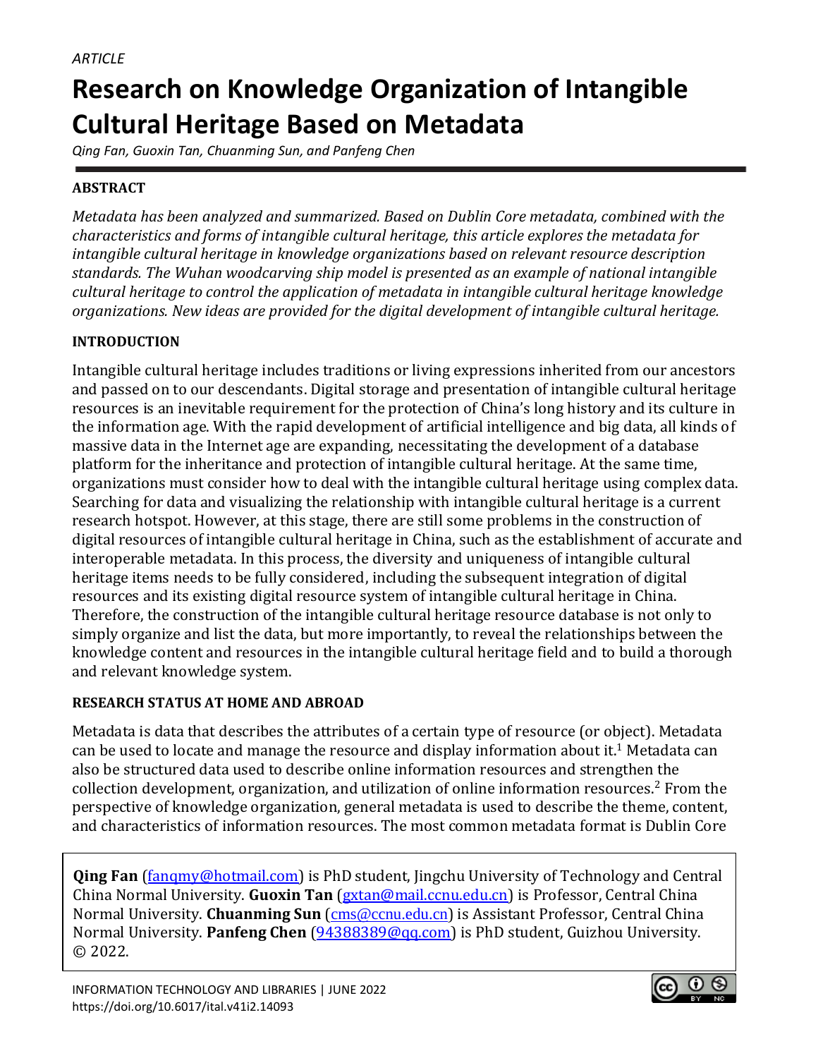*ARTICLE*

# Research on Knowledge Organization of Intangible Cultural Heritage Based on Metadata

*Qing Fan, Guoxin Tan, Chuanming Sun, and Panfeng Chen*

## ABSTRACT

*Metadata has been analyzed and summarized. Based on Dublin Core metadata, combined with the characteristics and forms of intangible cultural heritage, this article explores the metadata for intangible cultural heritage in knowledge organizations based on relevant resource description standards. The Wuhan woodcarving ship model is presented as an example of national intangible cultural heritage to control the application of metadata in intangible cultural heritage knowledge organizations. New ideas are provided for the digital development of intangible cultural heritage.*

## INTRODUCTION

Intangible cultural heritage includes traditions or living expressions inherited from our ancestors and passed on to our descendants. Digital storage and presentation of intangible cultural heritage resources is an inevitable requirement for the protection of China's long history and its culture in the information age. With the rapid development of artificial intelligence and big data, all kinds of massive data in the Internet age are expanding, necessitating the development of a database platform for the inheritance and protection of intangible cultural heritage. At the same time, organizations must consider how to deal with the intangible cultural heritage using complex data. Searching for data and visualizing the relationship with intangible cultural heritage is a current research hotspot. However, at this stage, there are still some problems in the construction of digital resources of intangible cultural heritage in China, such as the establishment of accurate and interoperable metadata. In this process, the diversity and uniqueness of intangible cultural heritage items needs to be fully considered, including the subsequent integration of digital resources and its existing digital resource system of intangible cultural heritage in China. Therefore, the construction of the intangible cultural heritage resource database is not only to simply organize and list the data, but more importantly, to reveal the relationships between the knowledge content and resources in the intangible cultural heritage field and to build a thorough and relevant knowledge system.

## RESEARCH STATUS AT HOME AND ABROAD

Metadata is data that describes the attributes of a certain type of resource (or object). Metadata can be used to locate and manage the resource and display information about it.[1] Metadata can also be structured data used to describe online information resources and strengthen the collection development, organization, and utilization of online information resources.[2] From the perspective of knowledge organization, general metadata is used to describe the theme, content, and characteristics of information resources. The most common metadata format is Dublin Core

**Qing Fan** (fanqmy@hotmail.com) is PhD student, Jingchu University of Technology and Central China Normal University. **Guoxin Tan** (gxtan@mail.ccnu.edu.cn) is Professor, Central China Normal University. **Chuanming Sun** (cms@ccnu.edu.cn) is Assistant Professor, Central China Normal University. **Panfeng Chen** (94388389@qq.com) is PhD student, Guizhou University. © 2022.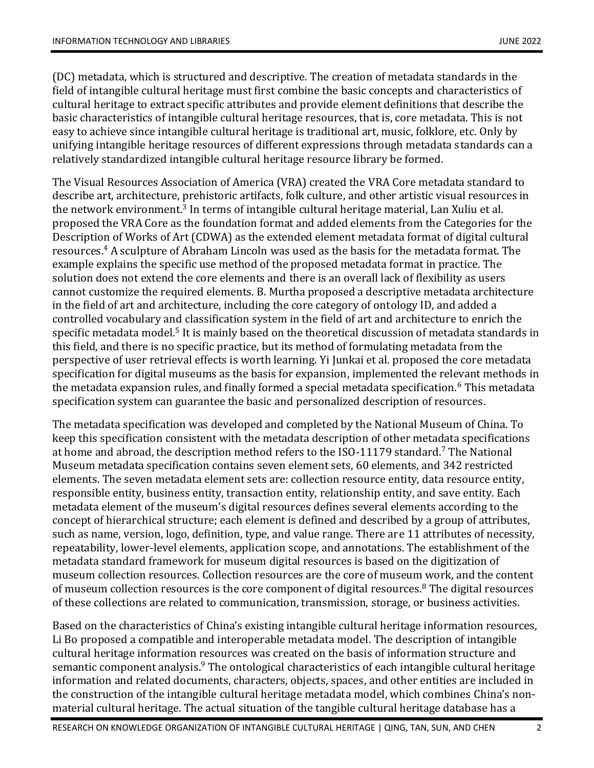(DC) metadata, which is structured and descriptive. The creation of metadata standards in the field of intangible cultural heritage must first combine the basic concepts and characteristics of cultural heritage to extract specific attributes and provide element definitions that describe the basic characteristics of intangible cultural heritage resources, that is, core metadata. This is not easy to achieve since intangible cultural heritage is traditional art, music, folklore, etc. Only by unifying intangible heritage resources of different expressions through metadata standards can a relatively standardized intangible cultural heritage resource library be formed.

The Visual Resources Association of America (VRA) created the VRA Core metadata standard to describe art, architecture, prehistoric artifacts, folk culture, and other artistic visual resources in the network environment.[3] In terms of intangible cultural heritage material, Lan Xuliu et al. proposed the VRA Core as the foundation format and added elements from the Categories for the Description of Works of Art (CDWA) as the extended element metadata format of digital cultural resources.[4] A sculpture of Abraham Lincoln was used as the basis for the metadata format. The example explains the specific use method of the proposed metadata format in practice. The solution does not extend the core elements and there is an overall lack of flexibility as users cannot customize the required elements. B. Murtha proposed a descriptive metadata architecture in the field of art and architecture, including the core category of ontology ID, and added a controlled vocabulary and classification system in the field of art and architecture to enrich the specific metadata model.[5] It is mainly based on the theoretical discussion of metadata standards in this field, and there is no specific practice, but its method of formulating metadata from the perspective of user retrieval effects is worth learning. Yi Junkai et al. proposed the core metadata specification for digital museums as the basis for expansion, implemented the relevant methods in the metadata expansion rules, and finally formed a special metadata specification.[6] This metadata specification system can guarantee the basic and personalized description of resources.

The metadata specification was developed and completed by the National Museum of China. To keep this specification consistent with the metadata description of other metadata specifications at home and abroad, the description method refers to the ISO-11179 standard.[7] The National Museum metadata specification contains seven element sets, 60 elements, and 342 restricted elements. The seven metadata element sets are: collection resource entity, data resource entity, responsible entity, business entity, transaction entity, relationship entity, and save entity. Each metadata element of the museum's digital resources defines several elements according to the concept of hierarchical structure; each element is defined and described by a group of attributes, such as name, version, logo, definition, type, and value range. There are 11 attributes of necessity, repeatability, lower-level elements, application scope, and annotations. The establishment of the metadata standard framework for museum digital resources is based on the digitization of museum collection resources. Collection resources are the core of museum work, and the content of museum collection resources is the core component of digital resources.[8] The digital resources of these collections are related to communication, transmission, storage, or business activities.

Based on the characteristics of China's existing intangible cultural heritage information resources, Li Bo proposed a compatible and interoperable metadata model. The description of intangible cultural heritage information resources was created on the basis of information structure and semantic component analysis.[9] The ontological characteristics of each intangible cultural heritage information and related documents, characters, objects, spaces, and other entities are included in the construction of the intangible cultural heritage metadata model, which combines China's non-material cultural heritage. The actual situation of the tangible cultural heritage database has a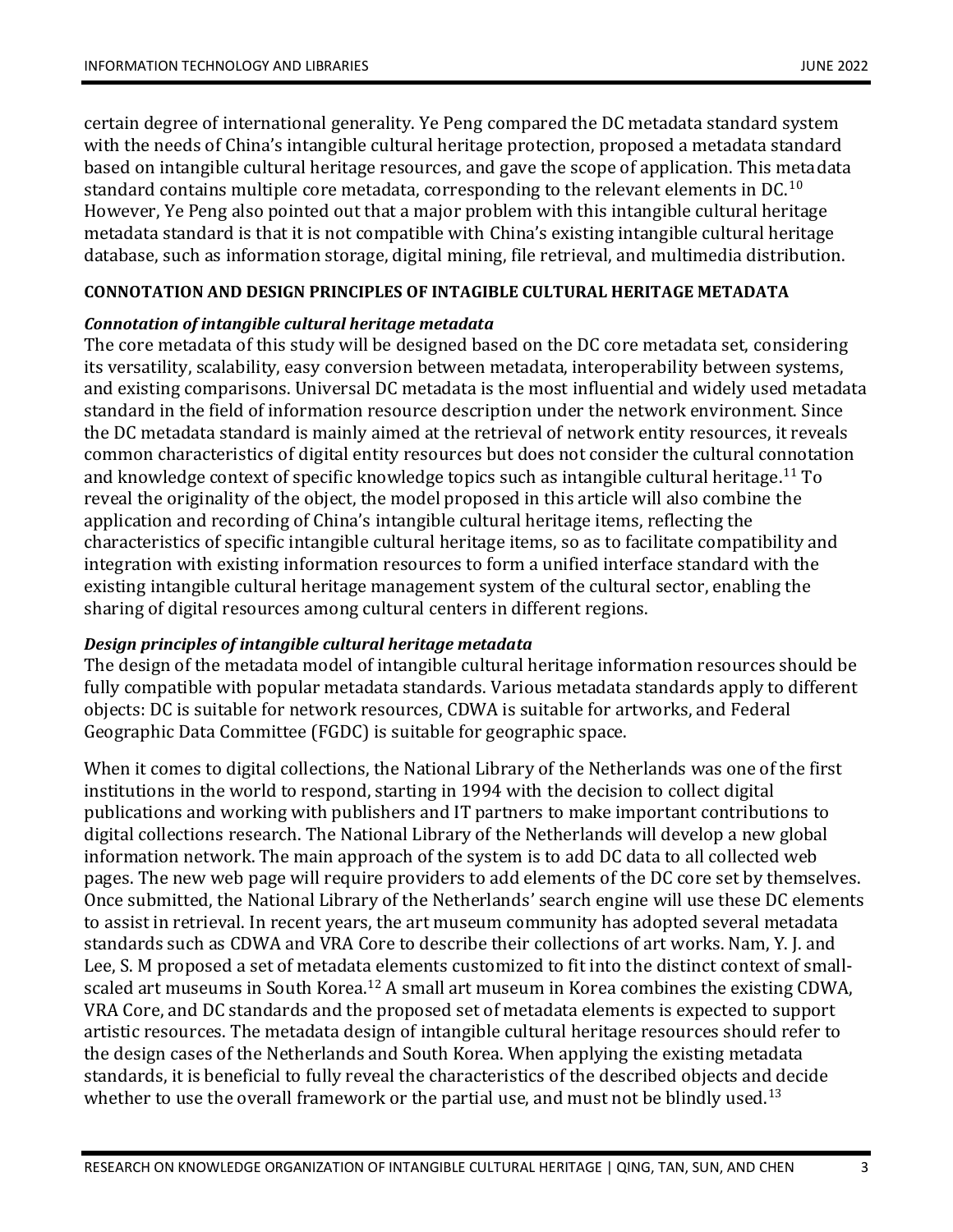certain degree of international generality. Ye Peng compared the DC metadata standard system with the needs of China's intangible cultural heritage protection, proposed a metadata standard based on intangible cultural heritage resources, and gave the scope of application. This metadata standard contains multiple core metadata, corresponding to the relevant elements in DC.[10] However, Ye Peng also pointed out that a major problem with this intangible cultural heritage metadata standard is that it is not compatible with China's existing intangible cultural heritage database, such as information storage, digital mining, file retrieval, and multimedia distribution.

## CONNOTATION AND DESIGN PRINCIPLES OF INTAGIBLE CULTURAL HERITAGE METADATA

### *Connotation of intangible cultural heritage metadata*

The core metadata of this study will be designed based on the DC core metadata set, considering its versatility, scalability, easy conversion between metadata, interoperability between systems, and existing comparisons. Universal DC metadata is the most influential and widely used metadata standard in the field of information resource description under the network environment. Since the DC metadata standard is mainly aimed at the retrieval of network entity resources, it reveals common characteristics of digital entity resources but does not consider the cultural connotation and knowledge context of specific knowledge topics such as intangible cultural heritage.[11] To reveal the originality of the object, the model proposed in this article will also combine the application and recording of China's intangible cultural heritage items, reflecting the characteristics of specific intangible cultural heritage items, so as to facilitate compatibility and integration with existing information resources to form a unified interface standard with the existing intangible cultural heritage management system of the cultural sector, enabling the sharing of digital resources among cultural centers in different regions.

### *Design principles of intangible cultural heritage metadata*

The design of the metadata model of intangible cultural heritage information resources should be fully compatible with popular metadata standards. Various metadata standards apply to different objects: DC is suitable for network resources, CDWA is suitable for artworks, and Federal Geographic Data Committee (FGDC) is suitable for geographic space.

When it comes to digital collections, the National Library of the Netherlands was one of the first institutions in the world to respond, starting in 1994 with the decision to collect digital publications and working with publishers and IT partners to make important contributions to digital collections research. The National Library of the Netherlands will develop a new global information network. The main approach of the system is to add DC data to all collected web pages. The new web page will require providers to add elements of the DC core set by themselves. Once submitted, the National Library of the Netherlands' search engine will use these DC elements to assist in retrieval. In recent years, the art museum community has adopted several metadata standards such as CDWA and VRA Core to describe their collections of art works. Nam, Y. J. and Lee, S. M proposed a set of metadata elements customized to fit into the distinct context of small-scaled art museums in South Korea.[12] A small art museum in Korea combines the existing CDWA, VRA Core, and DC standards and the proposed set of metadata elements is expected to support artistic resources. The metadata design of intangible cultural heritage resources should refer to the design cases of the Netherlands and South Korea. When applying the existing metadata standards, it is beneficial to fully reveal the characteristics of the described objects and decide whether to use the overall framework or the partial use, and must not be blindly used.[13]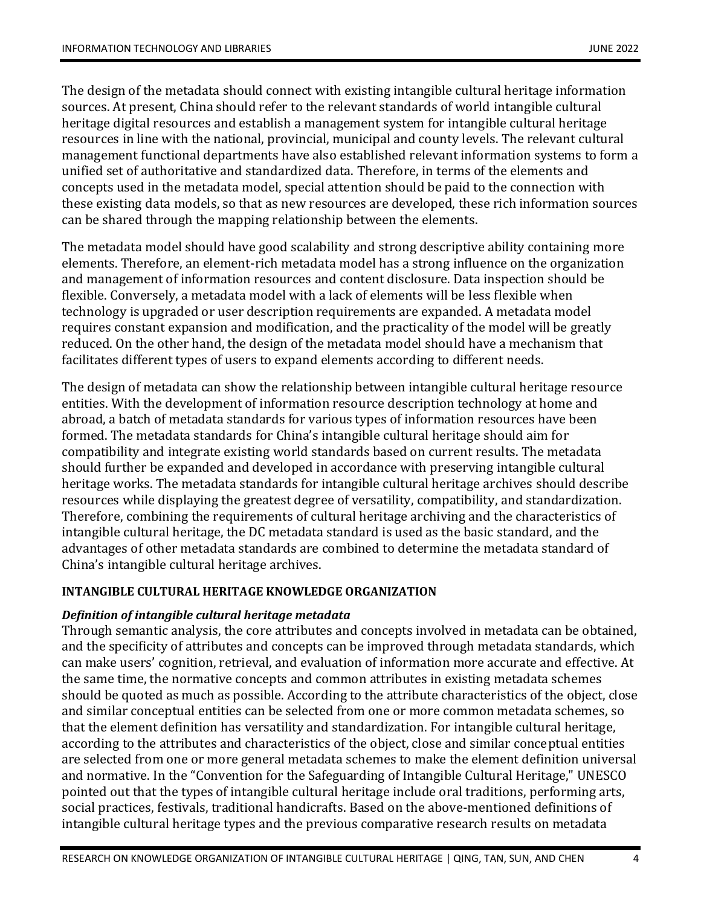The design of the metadata should connect with existing intangible cultural heritage information sources. At present, China should refer to the relevant standards of world intangible cultural heritage digital resources and establish a management system for intangible cultural heritage resources in line with the national, provincial, municipal and county levels. The relevant cultural management functional departments have also established relevant information systems to form a unified set of authoritative and standardized data. Therefore, in terms of the elements and concepts used in the metadata model, special attention should be paid to the connection with these existing data models, so that as new resources are developed, these rich information sources can be shared through the mapping relationship between the elements.

The metadata model should have good scalability and strong descriptive ability containing more elements. Therefore, an element-rich metadata model has a strong influence on the organization and management of information resources and content disclosure. Data inspection should be flexible. Conversely, a metadata model with a lack of elements will be less flexible when technology is upgraded or user description requirements are expanded. A metadata model requires constant expansion and modification, and the practicality of the model will be greatly reduced. On the other hand, the design of the metadata model should have a mechanism that facilitates different types of users to expand elements according to different needs.

The design of metadata can show the relationship between intangible cultural heritage resource entities. With the development of information resource description technology at home and abroad, a batch of metadata standards for various types of information resources have been formed. The metadata standards for China's intangible cultural heritage should aim for compatibility and integrate existing world standards based on current results. The metadata should further be expanded and developed in accordance with preserving intangible cultural heritage works. The metadata standards for intangible cultural heritage archives should describe resources while displaying the greatest degree of versatility, compatibility, and standardization. Therefore, combining the requirements of cultural heritage archiving and the characteristics of intangible cultural heritage, the DC metadata standard is used as the basic standard, and the advantages of other metadata standards are combined to determine the metadata standard of China's intangible cultural heritage archives.

## INTANGIBLE CULTURAL HERITAGE KNOWLEDGE ORGANIZATION

### *Definition of intangible cultural heritage metadata*

Through semantic analysis, the core attributes and concepts involved in metadata can be obtained, and the specificity of attributes and concepts can be improved through metadata standards, which can make users' cognition, retrieval, and evaluation of information more accurate and effective. At the same time, the normative concepts and common attributes in existing metadata schemes should be quoted as much as possible. According to the attribute characteristics of the object, close and similar conceptual entities can be selected from one or more common metadata schemes, so that the element definition has versatility and standardization. For intangible cultural heritage, according to the attributes and characteristics of the object, close and similar conceptual entities are selected from one or more general metadata schemes to make the element definition universal and normative. In the "Convention for the Safeguarding of Intangible Cultural Heritage," UNESCO pointed out that the types of intangible cultural heritage include oral traditions, performing arts, social practices, festivals, traditional handicrafts. Based on the above-mentioned definitions of intangible cultural heritage types and the previous comparative research results on metadata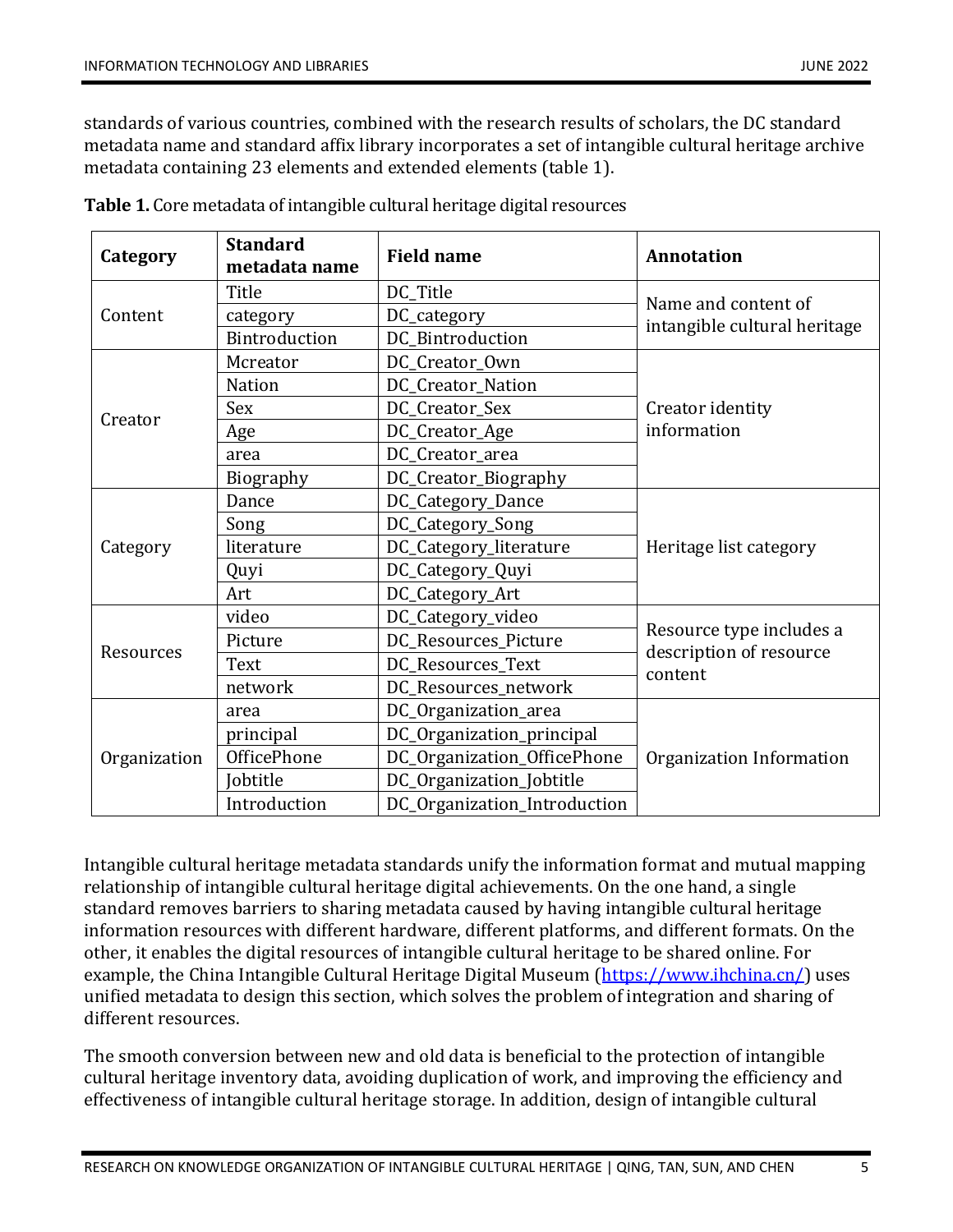standards of various countries, combined with the research results of scholars, the DC standard metadata name and standard affix library incorporates a set of intangible cultural heritage archive metadata containing 23 elements and extended elements (table 1).

**Table 1.** Core metadata of intangible cultural heritage digital resources

| Category | Standard metadata name | Field name | Annotation |
|---|---|---|---|
| Content | Title | DC_Title | Name and content of intangible cultural heritage |
| | category | DC_category | |
| | Bintroduction | DC_Bintroduction | |
| Creator | Mcreator | DC_Creator_Own | Creator identity information |
| | Nation | DC_Creator_Nation | |
| | Sex | DC_Creator_Sex | |
| | Age | DC_Creator_Age | |
| | area | DC_Creator_area | |
| | Biography | DC_Creator_Biography | |
| Category | Dance | DC_Category_Dance | Heritage list category |
| | Song | DC_Category_Song | |
| | literature | DC_Category_literature | |
| | Quyi | DC_Category_Quyi | |
| | Art | DC_Category_Art | |
| Resources | video | DC_Category_video | Resource type includes a description of resource content |
| | Picture | DC_Resources_Picture | |
| | Text | DC_Resources_Text | |
| | network | DC_Resources_network | |
| Organization | area | DC_Organization_area | Organization Information |
| | principal | DC_Organization_principal | |
| | OfficePhone | DC_Organization_OfficePhone | |
| | Jobtitle | DC_Organization_Jobtitle | |
| | Introduction | DC_Organization_Introduction | |

Intangible cultural heritage metadata standards unify the information format and mutual mapping relationship of intangible cultural heritage digital achievements. On the one hand, a single standard removes barriers to sharing metadata caused by having intangible cultural heritage information resources with different hardware, different platforms, and different formats. On the other, it enables the digital resources of intangible cultural heritage to be shared online. For example, the China Intangible Cultural Heritage Digital Museum (https://www.ihchina.cn/) uses unified metadata to design this section, which solves the problem of integration and sharing of different resources.

The smooth conversion between new and old data is beneficial to the protection of intangible cultural heritage inventory data, avoiding duplication of work, and improving the efficiency and effectiveness of intangible cultural heritage storage. In addition, design of intangible cultural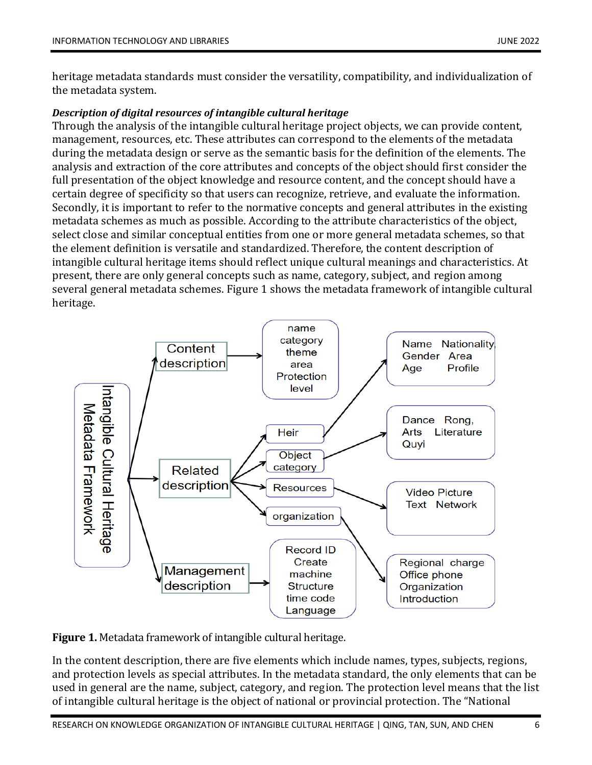heritage metadata standards must consider the versatility, compatibility, and individualization of the metadata system.

***Description of digital resources of intangible cultural heritage***

Through the analysis of the intangible cultural heritage project objects, we can provide content, management, resources, etc. These attributes can correspond to the elements of the metadata during the metadata design or serve as the semantic basis for the definition of the elements. The analysis and extraction of the core attributes and concepts of the object should first consider the full presentation of the object knowledge and resource content, and the concept should have a certain degree of specificity so that users can recognize, retrieve, and evaluate the information. Secondly, it is important to refer to the normative concepts and general attributes in the existing metadata schemes as much as possible. According to the attribute characteristics of the object, select close and similar conceptual entities from one or more general metadata schemes, so that the element definition is versatile and standardized. Therefore, the content description of intangible cultural heritage items should reflect unique cultural meanings and characteristics. At present, there are only general concepts such as name, category, subject, and region among several general metadata schemes. Figure 1 shows the metadata framework of intangible cultural heritage.

**Figure 1.** Metadata framework of intangible cultural heritage.

In the content description, there are five elements which include names, types, subjects, regions, and protection levels as special attributes. In the metadata standard, the only elements that can be used in general are the name, subject, category, and region. The protection level means that the list of intangible cultural heritage is the object of national or provincial protection. The "National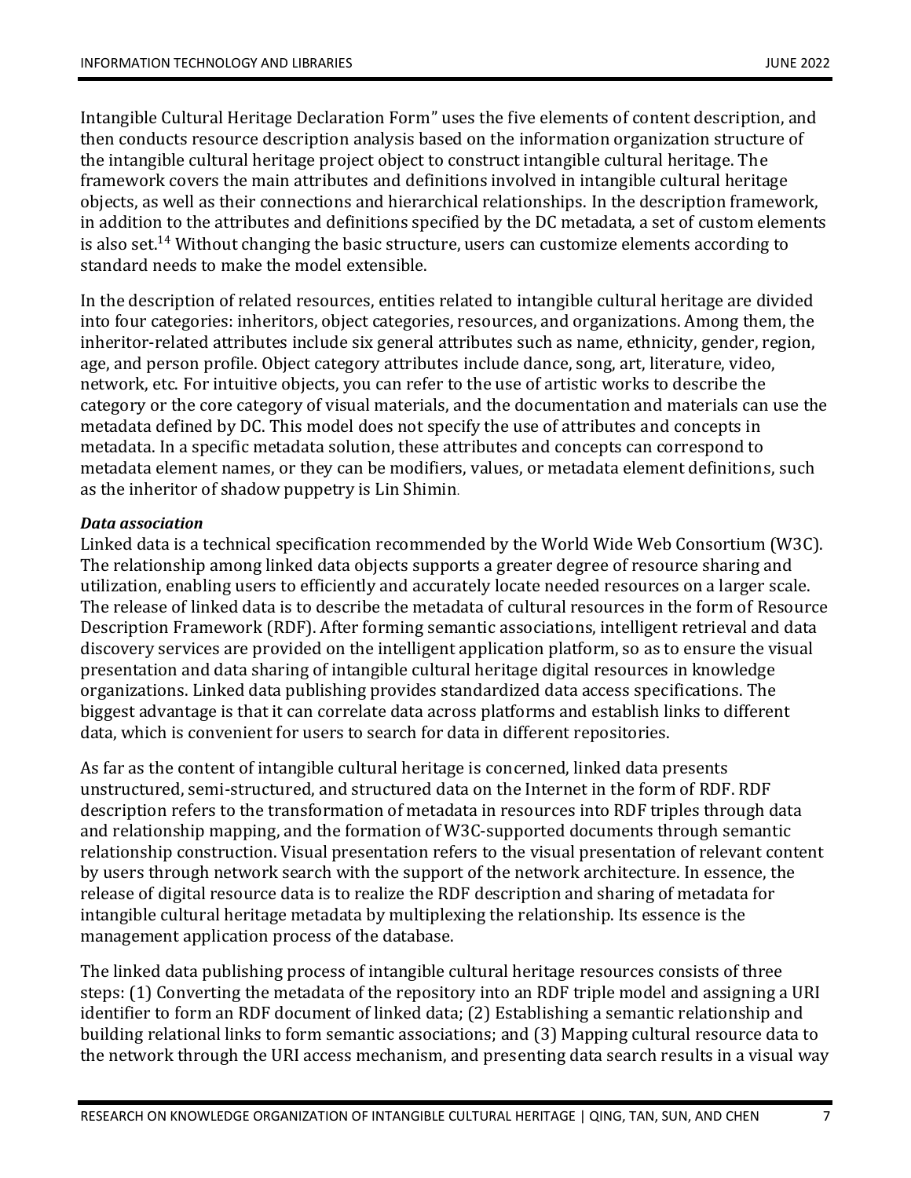Intangible Cultural Heritage Declaration Form" uses the five elements of content description, and then conducts resource description analysis based on the information organization structure of the intangible cultural heritage project object to construct intangible cultural heritage. The framework covers the main attributes and definitions involved in intangible cultural heritage objects, as well as their connections and hierarchical relationships. In the description framework, in addition to the attributes and definitions specified by the DC metadata, a set of custom elements is also set.[14] Without changing the basic structure, users can customize elements according to standard needs to make the model extensible.

In the description of related resources, entities related to intangible cultural heritage are divided into four categories: inheritors, object categories, resources, and organizations. Among them, the inheritor-related attributes include six general attributes such as name, ethnicity, gender, region, age, and person profile. Object category attributes include dance, song, art, literature, video, network, etc. For intuitive objects, you can refer to the use of artistic works to describe the category or the core category of visual materials, and the documentation and materials can use the metadata defined by DC. This model does not specify the use of attributes and concepts in metadata. In a specific metadata solution, these attributes and concepts can correspond to metadata element names, or they can be modifiers, values, or metadata element definitions, such as the inheritor of shadow puppetry is Lin Shimin.

***Data association***

Linked data is a technical specification recommended by the World Wide Web Consortium (W3C). The relationship among linked data objects supports a greater degree of resource sharing and utilization, enabling users to efficiently and accurately locate needed resources on a larger scale. The release of linked data is to describe the metadata of cultural resources in the form of Resource Description Framework (RDF). After forming semantic associations, intelligent retrieval and data discovery services are provided on the intelligent application platform, so as to ensure the visual presentation and data sharing of intangible cultural heritage digital resources in knowledge organizations. Linked data publishing provides standardized data access specifications. The biggest advantage is that it can correlate data across platforms and establish links to different data, which is convenient for users to search for data in different repositories.

As far as the content of intangible cultural heritage is concerned, linked data presents unstructured, semi-structured, and structured data on the Internet in the form of RDF. RDF description refers to the transformation of metadata in resources into RDF triples through data and relationship mapping, and the formation of W3C-supported documents through semantic relationship construction. Visual presentation refers to the visual presentation of relevant content by users through network search with the support of the network architecture. In essence, the release of digital resource data is to realize the RDF description and sharing of metadata for intangible cultural heritage metadata by multiplexing the relationship. Its essence is the management application process of the database.

The linked data publishing process of intangible cultural heritage resources consists of three steps: (1) Converting the metadata of the repository into an RDF triple model and assigning a URI identifier to form an RDF document of linked data; (2) Establishing a semantic relationship and building relational links to form semantic associations; and (3) Mapping cultural resource data to the network through the URI access mechanism, and presenting data search results in a visual way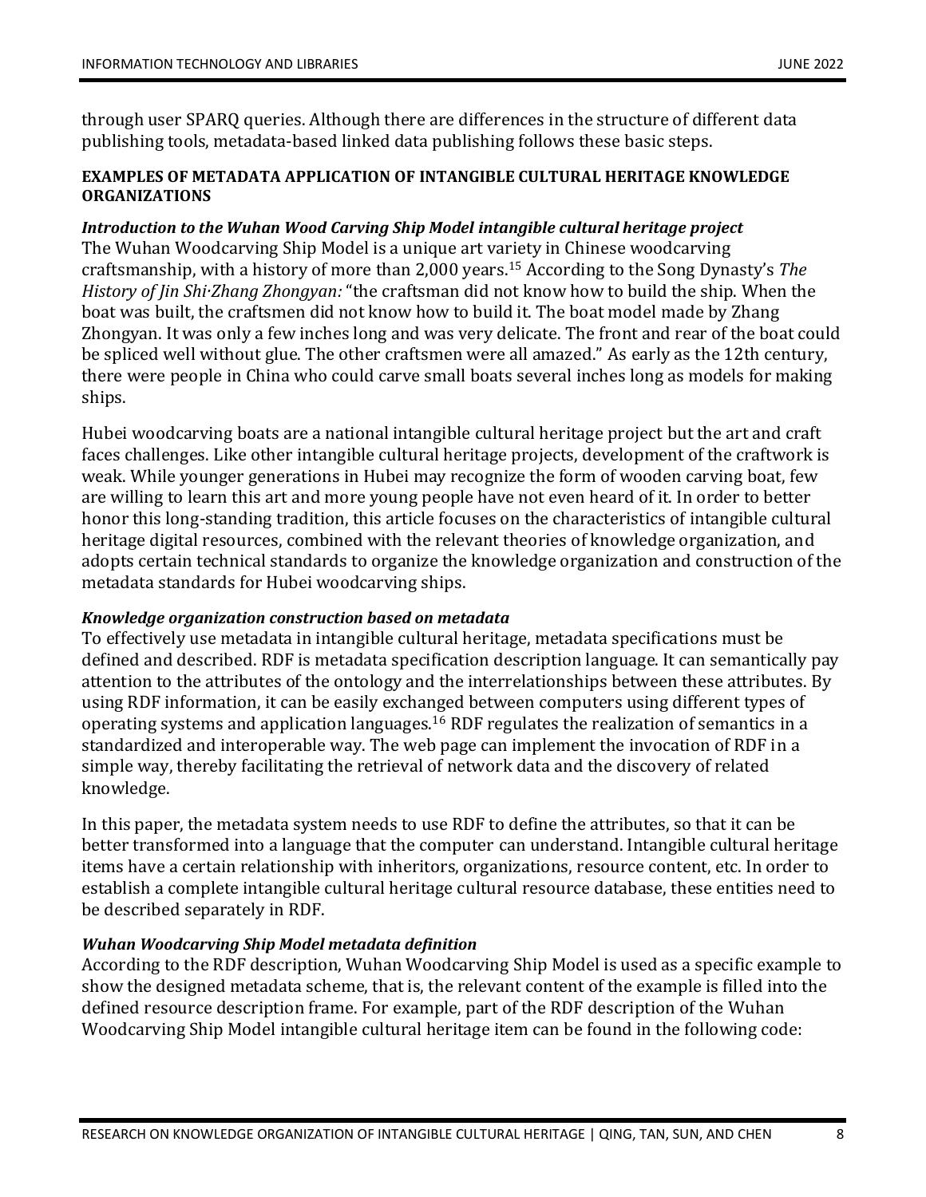through user SPARQ queries. Although there are differences in the structure of different data publishing tools, metadata-based linked data publishing follows these basic steps.

## EXAMPLES OF METADATA APPLICATION OF INTANGIBLE CULTURAL HERITAGE KNOWLEDGE ORGANIZATIONS

### *Introduction to the Wuhan Wood Carving Ship Model intangible cultural heritage project*

The Wuhan Woodcarving Ship Model is a unique art variety in Chinese woodcarving craftsmanship, with a history of more than 2,000 years.[15] According to the Song Dynasty's *The History of Jin Shi·Zhang Zhongyan:* "the craftsman did not know how to build the ship. When the boat was built, the craftsmen did not know how to build it. The boat model made by Zhang Zhongyan. It was only a few inches long and was very delicate. The front and rear of the boat could be spliced well without glue. The other craftsmen were all amazed." As early as the 12th century, there were people in China who could carve small boats several inches long as models for making ships.

Hubei woodcarving boats are a national intangible cultural heritage project but the art and craft faces challenges. Like other intangible cultural heritage projects, development of the craftwork is weak. While younger generations in Hubei may recognize the form of wooden carving boat, few are willing to learn this art and more young people have not even heard of it. In order to better honor this long-standing tradition, this article focuses on the characteristics of intangible cultural heritage digital resources, combined with the relevant theories of knowledge organization, and adopts certain technical standards to organize the knowledge organization and construction of the metadata standards for Hubei woodcarving ships.

### *Knowledge organization construction based on metadata*

To effectively use metadata in intangible cultural heritage, metadata specifications must be defined and described. RDF is metadata specification description language. It can semantically pay attention to the attributes of the ontology and the interrelationships between these attributes. By using RDF information, it can be easily exchanged between computers using different types of operating systems and application languages.[16] RDF regulates the realization of semantics in a standardized and interoperable way. The web page can implement the invocation of RDF in a simple way, thereby facilitating the retrieval of network data and the discovery of related knowledge.

In this paper, the metadata system needs to use RDF to define the attributes, so that it can be better transformed into a language that the computer can understand. Intangible cultural heritage items have a certain relationship with inheritors, organizations, resource content, etc. In order to establish a complete intangible cultural heritage cultural resource database, these entities need to be described separately in RDF.

### *Wuhan Woodcarving Ship Model metadata definition*

According to the RDF description, Wuhan Woodcarving Ship Model is used as a specific example to show the designed metadata scheme, that is, the relevant content of the example is filled into the defined resource description frame. For example, part of the RDF description of the Wuhan Woodcarving Ship Model intangible cultural heritage item can be found in the following code: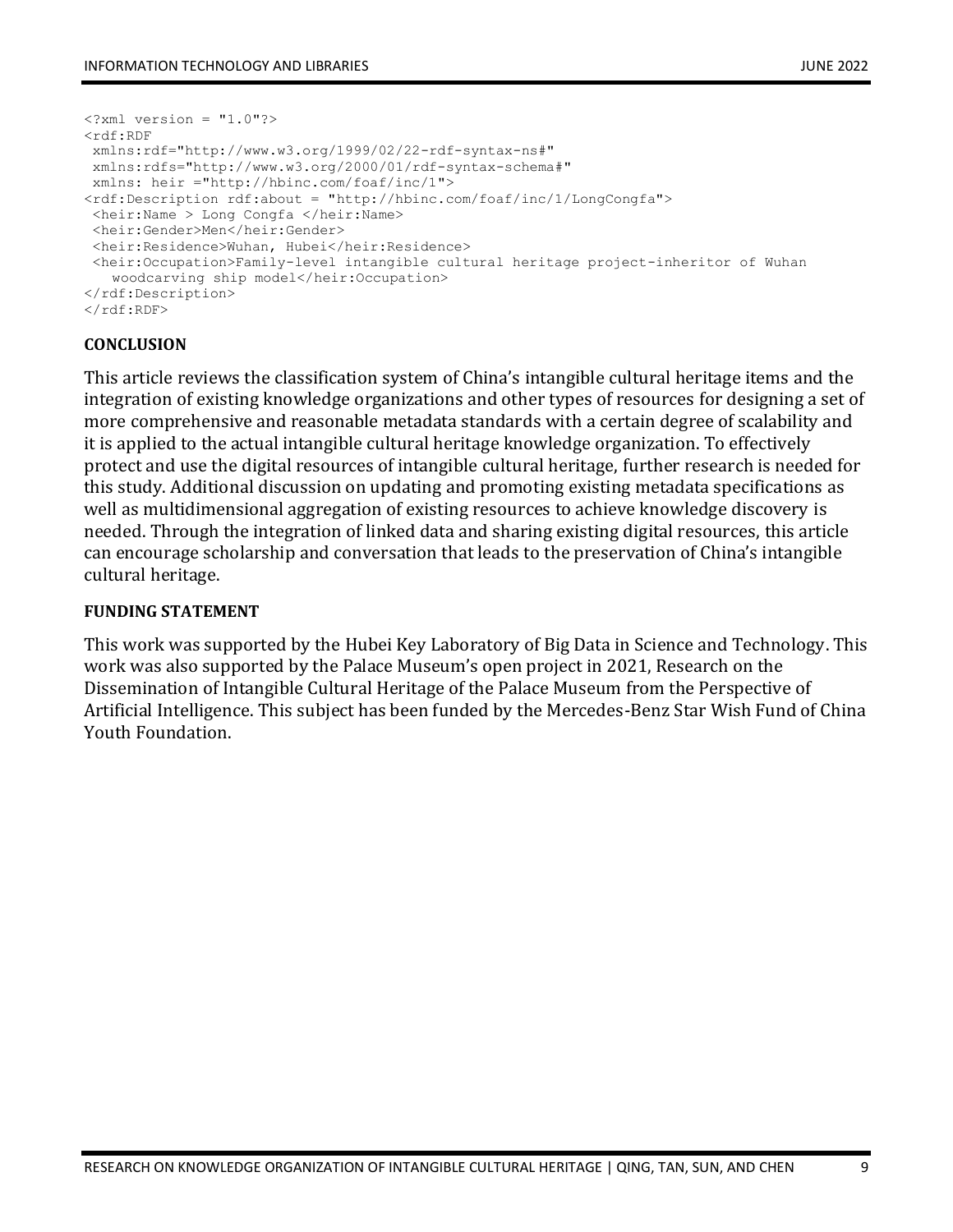```
<?xml version = "1.0"?>
<rdf:RDF
 xmlns:rdf="http://www.w3.org/1999/02/22-rdf-syntax-ns#"
 xmlns:rdfs="http://www.w3.org/2000/01/rdf-syntax-schema#"
 xmlns: heir ="http://hbinc.com/foaf/inc/1">
<rdf:Description rdf:about = "http://hbinc.com/foaf/inc/1/LongCongfa">
 <heir:Name > Long Congfa </heir:Name>
 <heir:Gender>Men</heir:Gender>
 <heir:Residence>Wuhan, Hubei</heir:Residence>
 <heir:Occupation>Family-level intangible cultural heritage project-inheritor of Wuhan
    woodcarving ship model</heir:Occupation>
</rdf:Description>
</rdf:RDF>
```

## CONCLUSION

This article reviews the classification system of China's intangible cultural heritage items and the integration of existing knowledge organizations and other types of resources for designing a set of more comprehensive and reasonable metadata standards with a certain degree of scalability and it is applied to the actual intangible cultural heritage knowledge organization. To effectively protect and use the digital resources of intangible cultural heritage, further research is needed for this study. Additional discussion on updating and promoting existing metadata specifications as well as multidimensional aggregation of existing resources to achieve knowledge discovery is needed. Through the integration of linked data and sharing existing digital resources, this article can encourage scholarship and conversation that leads to the preservation of China's intangible cultural heritage.

## FUNDING STATEMENT

This work was supported by the Hubei Key Laboratory of Big Data in Science and Technology. This work was also supported by the Palace Museum's open project in 2021, Research on the Dissemination of Intangible Cultural Heritage of the Palace Museum from the Perspective of Artificial Intelligence. This subject has been funded by the Mercedes-Benz Star Wish Fund of China Youth Foundation.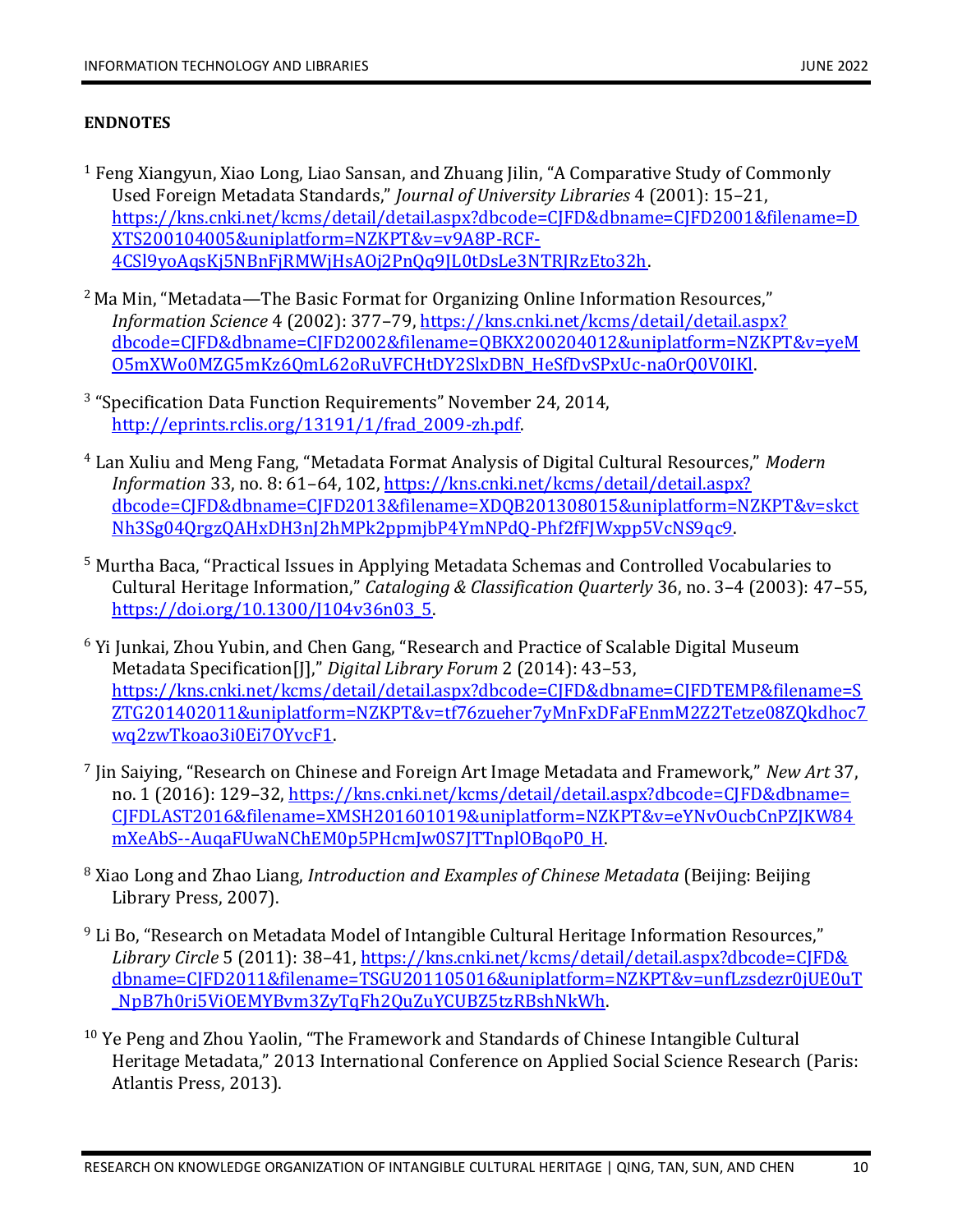**ENDNOTES**

[1] Feng Xiangyun, Xiao Long, Liao Sansan, and Zhuang Jilin, "A Comparative Study of Commonly Used Foreign Metadata Standards," *Journal of University Libraries* 4 (2001): 15–21, https://kns.cnki.net/kcms/detail/detail.aspx?dbcode=CJFD&dbname=CJFD2001&filename=DXTS200104005&uniplatform=NZKPT&v=v9A8P-RCF-4CSl9yoAqsKj5NBnFjRMWjHsAOj2PnQq9JL0tDsLe3NTRJRzEto32h.

[2] Ma Min, "Metadata—The Basic Format for Organizing Online Information Resources," *Information Science* 4 (2002): 377–79, https://kns.cnki.net/kcms/detail/detail.aspx?dbcode=CJFD&dbname=CJFD2002&filename=QBKX200204012&uniplatform=NZKPT&v=yeMO5mXWo0MZG5mKz6QmL62oRuVFCHtDY2SlxDBN_HeSfDvSPxUc-naOrQ0V0IKl.

[3] "Specification Data Function Requirements" November 24, 2014, http://eprints.rclis.org/13191/1/frad_2009-zh.pdf.

[4] Lan Xuliu and Meng Fang, "Metadata Format Analysis of Digital Cultural Resources," *Modern Information* 33, no. 8: 61–64, 102, https://kns.cnki.net/kcms/detail/detail.aspx?dbcode=CJFD&dbname=CJFD2013&filename=XDQB201308015&uniplatform=NZKPT&v=sktcNh3Sg04QrgzQAHxDH3nJ2hMPk2ppmjbP4YmNPdQ-Phf2fFJWxpp5VcNS9qc9.

[5] Murtha Baca, "Practical Issues in Applying Metadata Schemas and Controlled Vocabularies to Cultural Heritage Information," *Cataloging & Classification Quarterly* 36, no. 3–4 (2003): 47–55, https://doi.org/10.1300/J104v36n03_5.

[6] Yi Junkai, Zhou Yubin, and Chen Gang, "Research and Practice of Scalable Digital Museum Metadata Specification[J]," *Digital Library Forum* 2 (2014): 43–53, https://kns.cnki.net/kcms/detail/detail.aspx?dbcode=CJFD&dbname=CJFDTEMP&filename=SZTG201402011&uniplatform=NZKPT&v=tf76zueher7yMnFxDFaFEnmM2Z2Tetze08ZQkdhoc7wq2zwTkoao3i0Ei7OYvcF1.

[7] Jin Saiying, "Research on Chinese and Foreign Art Image Metadata and Framework," *New Art* 37, no. 1 (2016): 129–32, https://kns.cnki.net/kcms/detail/detail.aspx?dbcode=CJFD&dbname=CJFDLAST2016&filename=XMSH201601019&uniplatform=NZKPT&v=eYNvOucbCnPZJKW84mXeAbS--AuqaFUwaNChEM0p5PHcmJw0S7JTTnplOBqoP0_H.

[8] Xiao Long and Zhao Liang, *Introduction and Examples of Chinese Metadata* (Beijing: Beijing Library Press, 2007).

[9] Li Bo, "Research on Metadata Model of Intangible Cultural Heritage Information Resources," *Library Circle* 5 (2011): 38–41, https://kns.cnki.net/kcms/detail/detail.aspx?dbcode=CJFD&dbname=CJFD2011&filename=TSGU201105016&uniplatform=NZKPT&v=unfLzsdezr0jUE0uT_NpB7h0ri5ViOEMYBvm3ZyTqFh2QuZuYCUBZ5tzRBshNkWh.

[10] Ye Peng and Zhou Yaolin, "The Framework and Standards of Chinese Intangible Cultural Heritage Metadata," 2013 International Conference on Applied Social Science Research (Paris: Atlantis Press, 2013).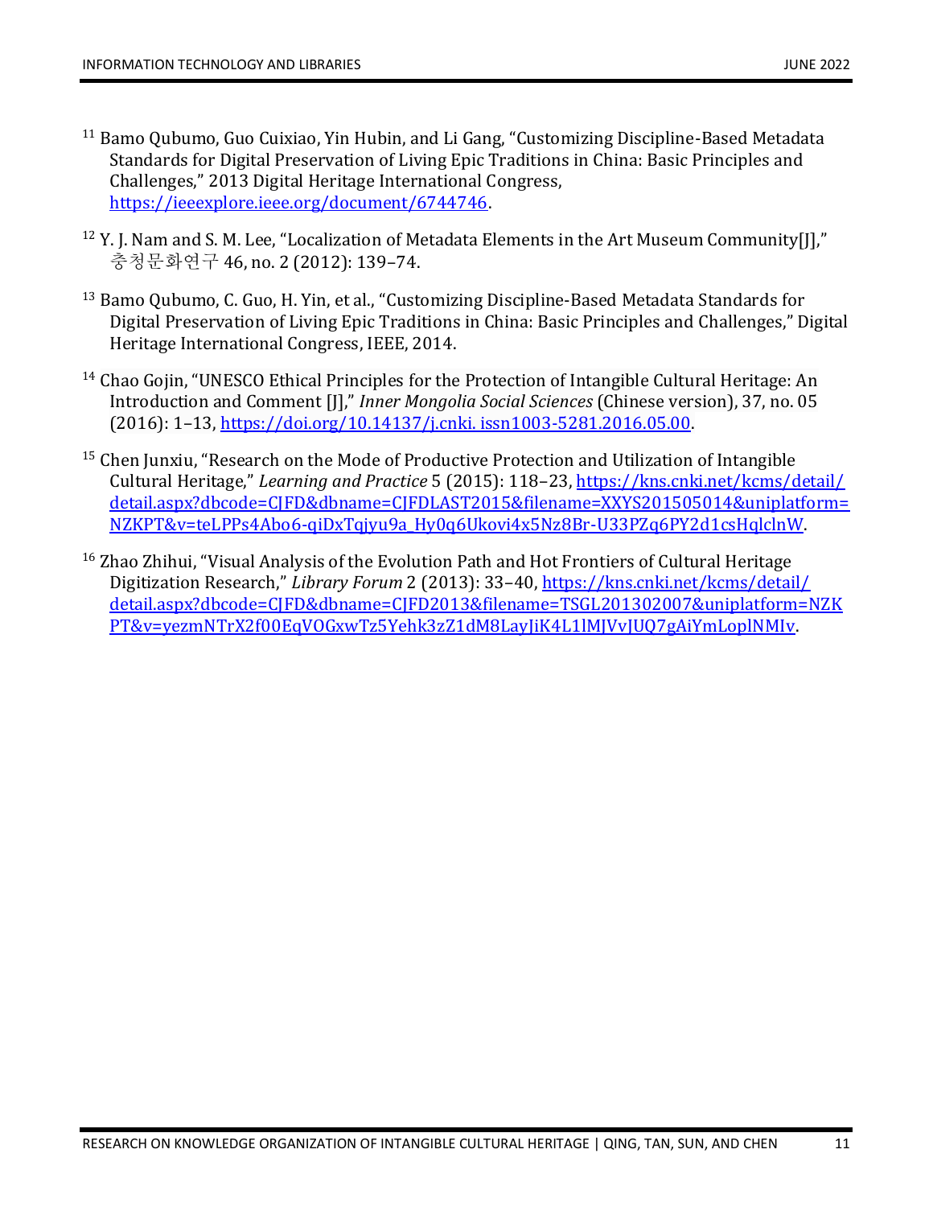[11] Bamo Qubumo, Guo Cuixiao, Yin Hubin, and Li Gang, "Customizing Discipline-Based Metadata Standards for Digital Preservation of Living Epic Traditions in China: Basic Principles and Challenges," 2013 Digital Heritage International Congress, https://ieeexplore.ieee.org/document/6744746.

[12] Y. J. Nam and S. M. Lee, "Localization of Metadata Elements in the Art Museum Community[J]," 충청문화연구 46, no. 2 (2012): 139–74.

[13] Bamo Qubumo, C. Guo, H. Yin, et al., "Customizing Discipline-Based Metadata Standards for Digital Preservation of Living Epic Traditions in China: Basic Principles and Challenges," Digital Heritage International Congress, IEEE, 2014.

[14] Chao Gojin, "UNESCO Ethical Principles for the Protection of Intangible Cultural Heritage: An Introduction and Comment [J]," *Inner Mongolia Social Sciences* (Chinese version), 37, no. 05 (2016): 1–13, https://doi.org/10.14137/j.cnki. issn1003-5281.2016.05.00.

[15] Chen Junxiu, "Research on the Mode of Productive Protection and Utilization of Intangible Cultural Heritage," *Learning and Practice* 5 (2015): 118–23, https://kns.cnki.net/kcms/detail/detail.aspx?dbcode=CJFD&dbname=CJFDLAST2015&filename=XXYS201505014&uniplatform=NZKPT&v=teLPPs4Abo6-qiDxTqjyu9a_Hy0q6Ukovi4x5Nz8Br-U33PZq6PY2d1csHqlclnW.

[16] Zhao Zhihui, "Visual Analysis of the Evolution Path and Hot Frontiers of Cultural Heritage Digitization Research," *Library Forum* 2 (2013): 33–40, https://kns.cnki.net/kcms/detail/detail.aspx?dbcode=CJFD&dbname=CJFD2013&filename=TSGL201302007&uniplatform=NZKPT&v=yezmNTrX2f00EqVOGxwTz5Yehk3zZ1dM8LayJiK4L1lMJVvJUQ7gAiYmLoplNMIv.